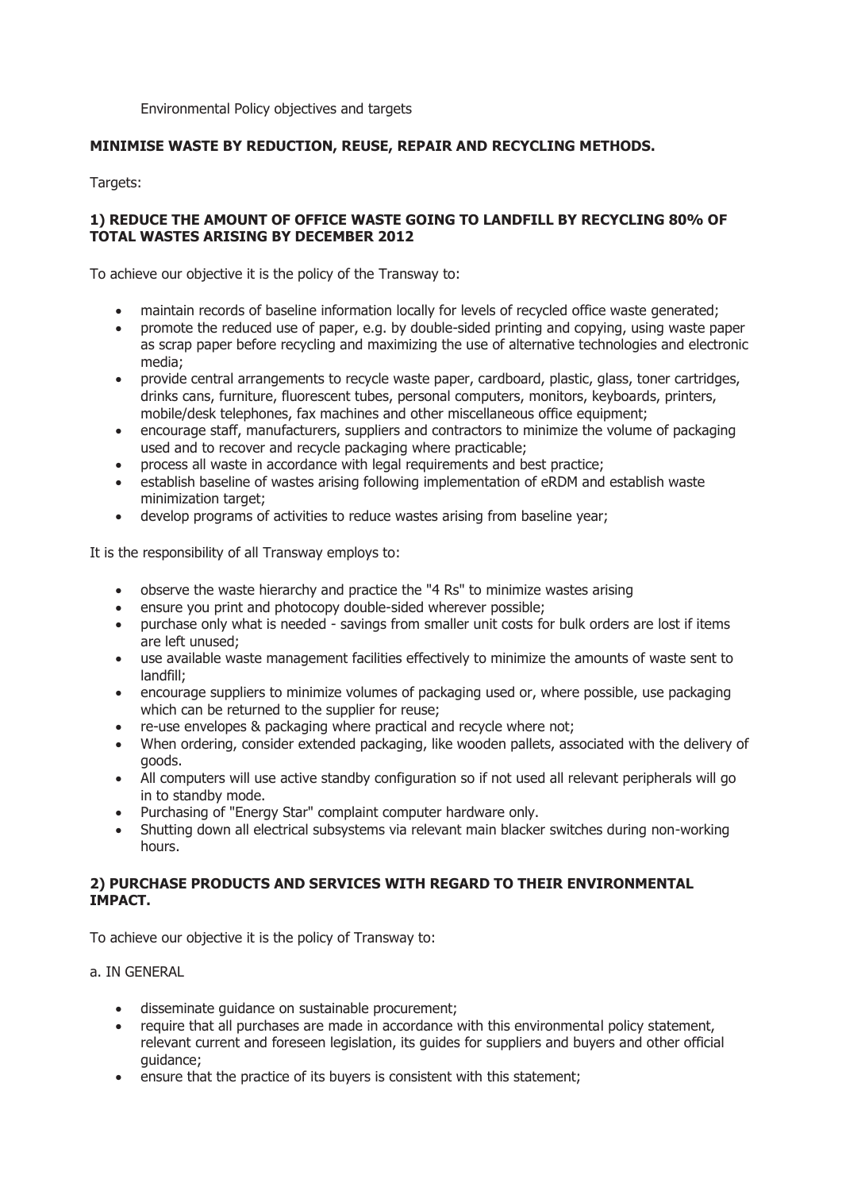Environmental Policy objectives and targets

## MINIMISE WASTE BY REDUCTION, REUSE, REPAIR AND RECYCLING METHODS.

Targets:

### 1) REDUCE THE AMOUNT OF OFFICE WASTE GOING TO LANDFILL BY RECYCLING 80% OF TOTAL WASTES ARISING BY DECEMBER 2012

To achieve our objective it is the policy of the Transway to:

- maintain records of baseline information locally for levels of recycled office waste generated;
- promote the reduced use of paper, e.g. by double-sided printing and copying, using waste paper as scrap paper before recycling and maximizing the use of alternative technologies and electronic media;
- provide central arrangements to recycle waste paper, cardboard, plastic, glass, toner cartridges, drinks cans, furniture, fluorescent tubes, personal computers, monitors, keyboards, printers, mobile/desk telephones, fax machines and other miscellaneous office equipment;
- encourage staff, manufacturers, suppliers and contractors to minimize the volume of packaging used and to recover and recycle packaging where practicable;
- process all waste in accordance with legal requirements and best practice;
- establish baseline of wastes arising following implementation of eRDM and establish waste minimization target;
- develop programs of activities to reduce wastes arising from baseline year;

It is the responsibility of all Transway employs to:

- observe the waste hierarchy and practice the "4 Rs" to minimize wastes arising
- ensure you print and photocopy double-sided wherever possible;
- purchase only what is needed - savings from smaller unit costs for bulk orders are lost if items are left unused;
- use available waste management facilities effectively to minimize the amounts of waste sent to landfill;
- encourage suppliers to minimize volumes of packaging used or, where possible, use packaging which can be returned to the supplier for reuse;
- re-use envelopes & packaging where practical and recycle where not;
- When ordering, consider extended packaging, like wooden pallets, associated with the delivery of goods.
- All computers will use active standby configuration so if not used all relevant peripherals will go in to standby mode.
- Purchasing of "Energy Star" complaint computer hardware only.
- Shutting down all electrical subsystems via relevant main blacker switches during non-working hours.

### 2) PURCHASE PRODUCTS AND SERVICES WITH REGARD TO THEIR ENVIRONMENTAL IMPACT.

To achieve our objective it is the policy of Transway to:

a. IN GENERAL

- disseminate guidance on sustainable procurement;
- require that all purchases are made in accordance with this environmental policy statement, relevant current and foreseen legislation, its guides for suppliers and buyers and other official guidance;
- ensure that the practice of its buyers is consistent with this statement;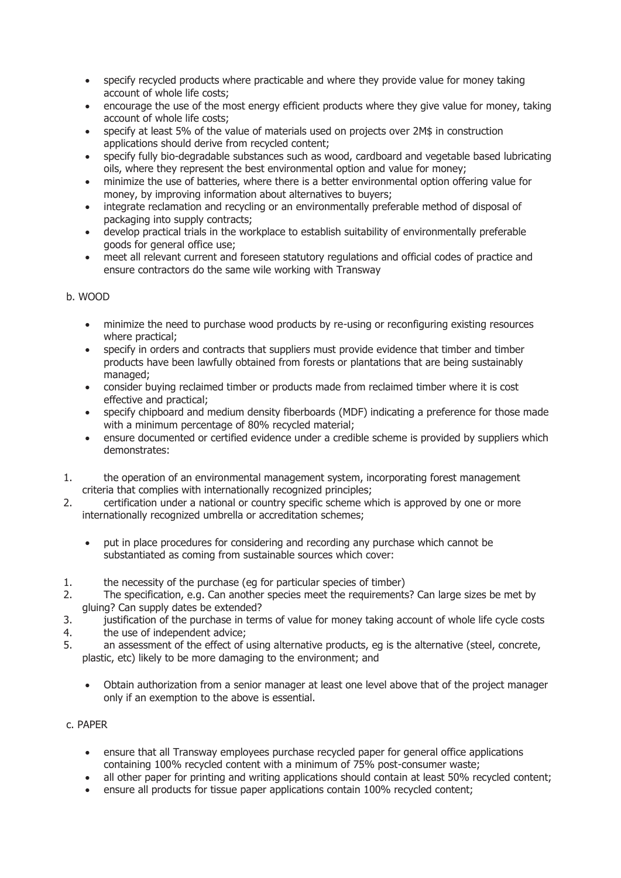- specify recycled products where practicable and where they provide value for money taking account of whole life costs;
- encourage the use of the most energy efficient products where they give value for money, taking account of whole life costs;
- specify at least 5% of the value of materials used on projects over 2M$ in construction applications should derive from recycled content;
- specify fully bio-degradable substances such as wood, cardboard and vegetable based lubricating oils, where they represent the best environmental option and value for money;
- minimize the use of batteries, where there is a better environmental option offering value for money, by improving information about alternatives to buyers;
- integrate reclamation and recycling or an environmentally preferable method of disposal of packaging into supply contracts;
- develop practical trials in the workplace to establish suitability of environmentally preferable goods for general office use;
- meet all relevant current and foreseen statutory regulations and official codes of practice and ensure contractors do the same wile working with Transway

b. WOOD

- minimize the need to purchase wood products by re-using or reconfiguring existing resources where practical;
- specify in orders and contracts that suppliers must provide evidence that timber and timber products have been lawfully obtained from forests or plantations that are being sustainably managed;
- consider buying reclaimed timber or products made from reclaimed timber where it is cost effective and practical;
- specify chipboard and medium density fiberboards (MDF) indicating a preference for those made with a minimum percentage of 80% recycled material;
- ensure documented or certified evidence under a credible scheme is provided by suppliers which demonstrates:

1. the operation of an environmental management system, incorporating forest management criteria that complies with internationally recognized principles;
2. certification under a national or country specific scheme which is approved by one or more internationally recognized umbrella or accreditation schemes;

- put in place procedures for considering and recording any purchase which cannot be substantiated as coming from sustainable sources which cover:

1. the necessity of the purchase (eg for particular species of timber)
2. The specification, e.g. Can another species meet the requirements? Can large sizes be met by gluing? Can supply dates be extended?
3. justification of the purchase in terms of value for money taking account of whole life cycle costs
4. the use of independent advice;
5. an assessment of the effect of using alternative products, eg is the alternative (steel, concrete, plastic, etc) likely to be more damaging to the environment; and

- Obtain authorization from a senior manager at least one level above that of the project manager only if an exemption to the above is essential.

c. PAPER

- ensure that all Transway employees purchase recycled paper for general office applications containing 100% recycled content with a minimum of 75% post-consumer waste;
- all other paper for printing and writing applications should contain at least 50% recycled content;
- ensure all products for tissue paper applications contain 100% recycled content;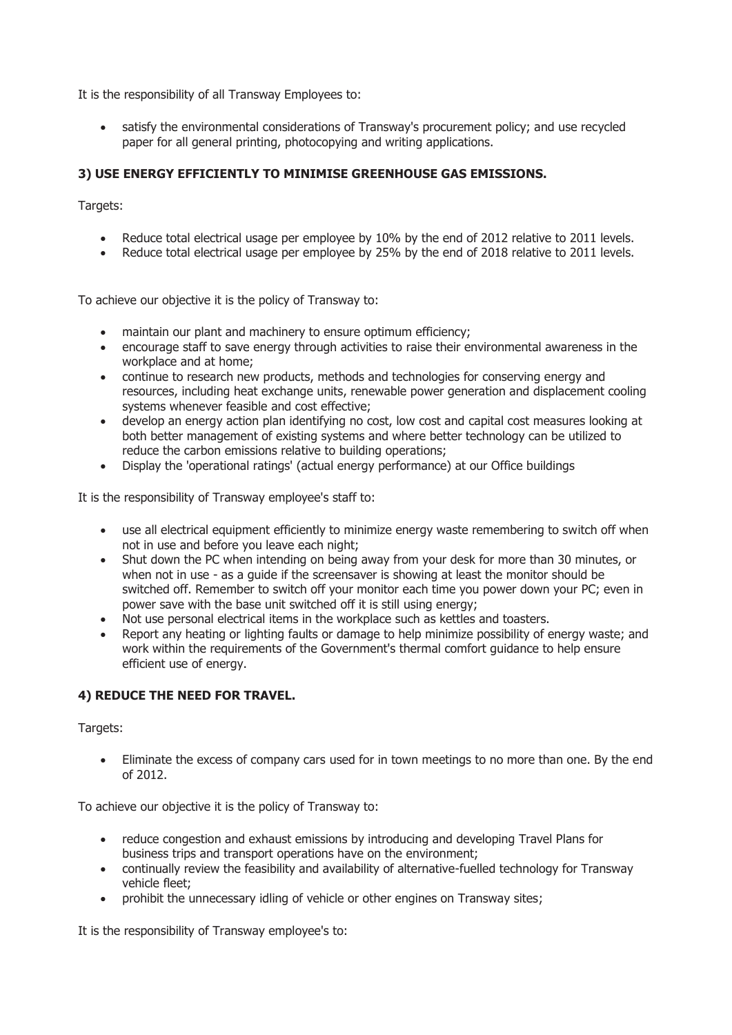It is the responsibility of all Transway Employees to:

- satisfy the environmental considerations of Transway's procurement policy; and use recycled paper for all general printing, photocopying and writing applications.

### 3) USE ENERGY EFFICIENTLY TO MINIMISE GREENHOUSE GAS EMISSIONS.

Targets:

- Reduce total electrical usage per employee by 10% by the end of 2012 relative to 2011 levels.
- Reduce total electrical usage per employee by 25% by the end of 2018 relative to 2011 levels.

To achieve our objective it is the policy of Transway to:

- maintain our plant and machinery to ensure optimum efficiency;
- encourage staff to save energy through activities to raise their environmental awareness in the workplace and at home;
- continue to research new products, methods and technologies for conserving energy and resources, including heat exchange units, renewable power generation and displacement cooling systems whenever feasible and cost effective;
- develop an energy action plan identifying no cost, low cost and capital cost measures looking at both better management of existing systems and where better technology can be utilized to reduce the carbon emissions relative to building operations;
- Display the 'operational ratings' (actual energy performance) at our Office buildings

It is the responsibility of Transway employee's staff to:

- use all electrical equipment efficiently to minimize energy waste remembering to switch off when not in use and before you leave each night;
- Shut down the PC when intending on being away from your desk for more than 30 minutes, or when not in use - as a guide if the screensaver is showing at least the monitor should be switched off. Remember to switch off your monitor each time you power down your PC; even in power save with the base unit switched off it is still using energy;
- Not use personal electrical items in the workplace such as kettles and toasters.
- Report any heating or lighting faults or damage to help minimize possibility of energy waste; and work within the requirements of the Government's thermal comfort guidance to help ensure efficient use of energy.

### 4) REDUCE THE NEED FOR TRAVEL.

Targets:

- Eliminate the excess of company cars used for in town meetings to no more than one. By the end of 2012.

To achieve our objective it is the policy of Transway to:

- reduce congestion and exhaust emissions by introducing and developing Travel Plans for business trips and transport operations have on the environment;
- continually review the feasibility and availability of alternative-fuelled technology for Transway vehicle fleet;
- prohibit the unnecessary idling of vehicle or other engines on Transway sites;

It is the responsibility of Transway employee's to: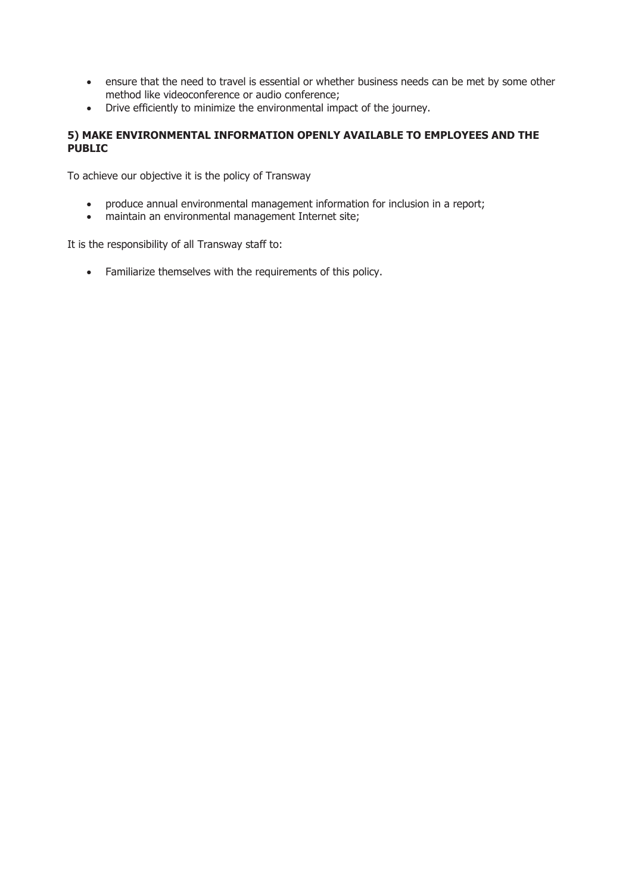- ensure that the need to travel is essential or whether business needs can be met by some other method like videoconference or audio conference;
- Drive efficiently to minimize the environmental impact of the journey.

**5) MAKE ENVIRONMENTAL INFORMATION OPENLY AVAILABLE TO EMPLOYEES AND THE PUBLIC**

To achieve our objective it is the policy of Transway

- produce annual environmental management information for inclusion in a report;
- maintain an environmental management Internet site;

It is the responsibility of all Transway staff to:

- Familiarize themselves with the requirements of this policy.